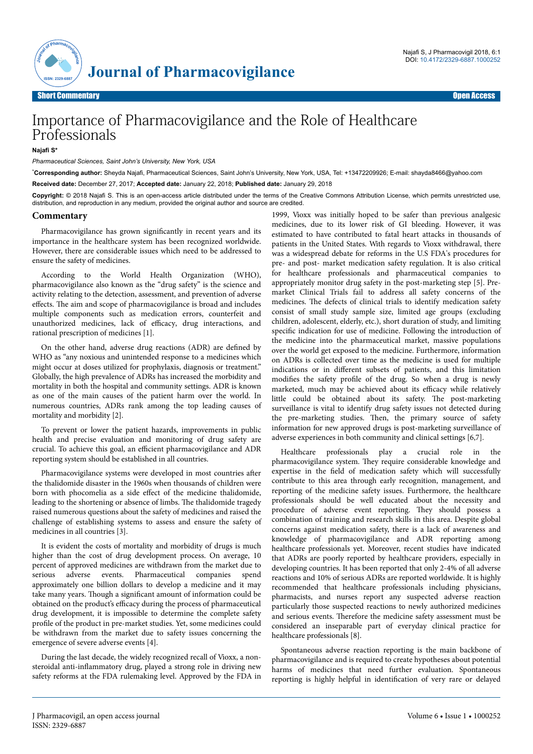Short Commentary

Open Access

# Importance of Pharmacovigilance and the Role of Healthcare Professionals

**Najafi S***

*Pharmaceutical Sciences, Saint John's University, New York, USA*

***Corresponding author:** Sheyda Najafi, Pharmaceutical Sciences, Saint John's University, New York, USA, Tel: +13472209926; E-mail: shayda8466@yahoo.com

**Received date:** December 27, 2017; **Accepted date:** January 22, 2018; **Published date:** January 29, 2018

**Copyright:** © 2018 Najafi S. This is an open-access article distributed under the terms of the Creative Commons Attribution License, which permits unrestricted use, distribution, and reproduction in any medium, provided the original author and source are credited.

## Commentary

Pharmacovigilance has grown significantly in recent years and its importance in the healthcare system has been recognized worldwide. However, there are considerable issues which need to be addressed to ensure the safety of medicines.

According to the World Health Organization (WHO), pharmacovigilance also known as the "drug safety" is the science and activity relating to the detection, assessment, and prevention of adverse effects. The aim and scope of pharmacovigilance is broad and includes multiple components such as medication errors, counterfeit and unauthorized medicines, lack of efficacy, drug interactions, and rational prescription of medicines [1].

On the other hand, adverse drug reactions (ADR) are defined by WHO as "any noxious and unintended response to a medicines which might occur at doses utilized for prophylaxis, diagnosis or treatment." Globally, the high prevalence of ADRs has increased the morbidity and mortality in both the hospital and community settings. ADR is known as one of the main causes of the patient harm over the world. In numerous countries, ADRs rank among the top leading causes of mortality and morbidity [2].

To prevent or lower the patient hazards, improvements in public health and precise evaluation and monitoring of drug safety are crucial. To achieve this goal, an efficient pharmacovigilance and ADR reporting system should be established in all countries.

Pharmacovigilance systems were developed in most countries after the thalidomide disaster in the 1960s when thousands of children were born with phocomelia as a side effect of the medicine thalidomide, leading to the shortening or absence of limbs. The thalidomide tragedy raised numerous questions about the safety of medicines and raised the challenge of establishing systems to assess and ensure the safety of medicines in all countries [3].

It is evident the costs of mortality and morbidity of drugs is much higher than the cost of drug development process. On average, 10 percent of approved medicines are withdrawn from the market due to serious adverse events. Pharmaceutical companies spend approximately one billion dollars to develop a medicine and it may take many years. Though a significant amount of information could be obtained on the product's efficacy during the process of pharmaceutical drug development, it is impossible to determine the complete safety profile of the product in pre-market studies. Yet, some medicines could be withdrawn from the market due to safety issues concerning the emergence of severe adverse events [4].

During the last decade, the widely recognized recall of Vioxx, a non-steroidal anti-inflammatory drug, played a strong role in driving new safety reforms at the FDA rulemaking level. Approved by the FDA in 1999, Vioxx was initially hoped to be safer than previous analgesic medicines, due to its lower risk of GI bleeding. However, it was estimated to have contributed to fatal heart attacks in thousands of patients in the United States. With regards to Vioxx withdrawal, there was a widespread debate for reforms in the U.S FDA's procedures for pre- and post- market medication safety regulation. It is also critical for healthcare professionals and pharmaceutical companies to appropriately monitor drug safety in the post-marketing step [5]. Pre-market Clinical Trials fail to address all safety concerns of the medicines. The defects of clinical trials to identify medication safety consist of small study sample size, limited age groups (excluding children, adolescent, elderly, etc.), short duration of study, and limiting specific indication for use of medicine. Following the introduction of the medicine into the pharmaceutical market, massive populations over the world get exposed to the medicine. Furthermore, information on ADRs is collected over time as the medicine is used for multiple indications or in different subsets of patients, and this limitation modifies the safety profile of the drug. So when a drug is newly marketed, much may be achieved about its efficacy while relatively little could be obtained about its safety. The post-marketing surveillance is vital to identify drug safety issues not detected during the pre-marketing studies. Then, the primary source of safety information for new approved drugs is post-marketing surveillance of adverse experiences in both community and clinical settings [6,7].

Healthcare professionals play a crucial role in the pharmacovigilance system. They require considerable knowledge and expertise in the field of medication safety which will successfully contribute to this area through early recognition, management, and reporting of the medicine safety issues. Furthermore, the healthcare professionals should be well educated about the necessity and procedure of adverse event reporting. They should possess a combination of training and research skills in this area. Despite global concerns against medication safety, there is a lack of awareness and knowledge of pharmacovigilance and ADR reporting among healthcare professionals yet. Moreover, recent studies have indicated that ADRs are poorly reported by healthcare providers, especially in developing countries. It has been reported that only 2-4% of all adverse reactions and 10% of serious ADRs are reported worldwide. It is highly recommended that healthcare professionals including physicians, pharmacists, and nurses report any suspected adverse reaction particularly those suspected reactions to newly authorized medicines and serious events. Therefore the medicine safety assessment must be considered an inseparable part of everyday clinical practice for healthcare professionals [8].

Spontaneous adverse reaction reporting is the main backbone of pharmacovigilance and is required to create hypotheses about potential harms of medicines that need further evaluation. Spontaneous reporting is highly helpful in identification of very rare or delayed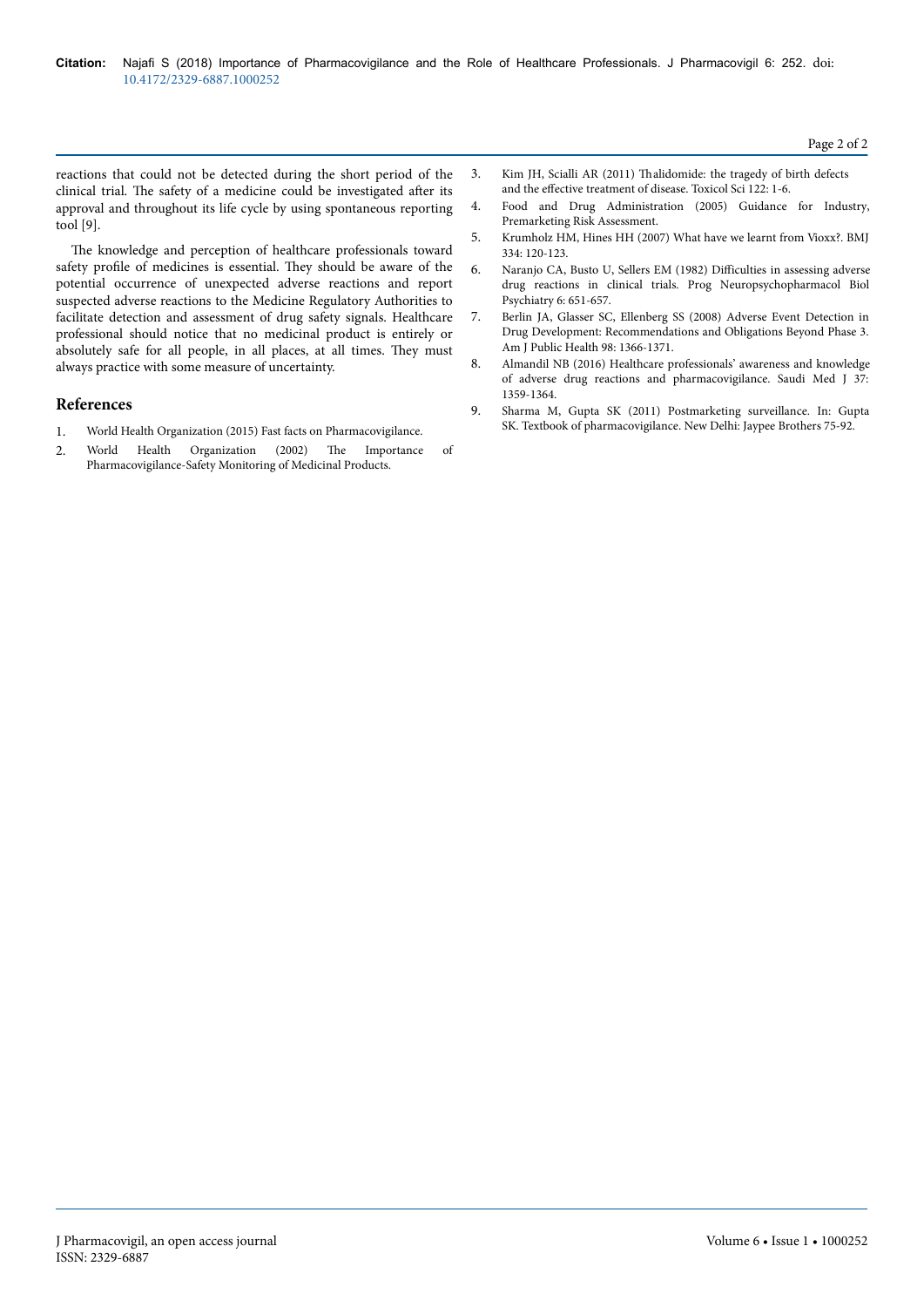reactions that could not be detected during the short period of the clinical trial. The safety of a medicine could be investigated after its approval and throughout its life cycle by using spontaneous reporting tool [9].

The knowledge and perception of healthcare professionals toward safety profile of medicines is essential. They should be aware of the potential occurrence of unexpected adverse reactions and report suspected adverse reactions to the Medicine Regulatory Authorities to facilitate detection and assessment of drug safety signals. Healthcare professional should notice that no medicinal product is entirely or absolutely safe for all people, in all places, at all times. They must always practice with some measure of uncertainty.

## References

1. World Health Organization (2015) Fast facts on Pharmacovigilance.
2. World Health Organization (2002) The Importance of Pharmacovigilance-Safety Monitoring of Medicinal Products.
3. Kim JH, Scialli AR (2011) Thalidomide: the tragedy of birth defects and the effective treatment of disease. Toxicol Sci 122: 1-6.
4. Food and Drug Administration (2005) Guidance for Industry, Premarketing Risk Assessment.
5. Krumholz HM, Hines HH (2007) What have we learnt from Vioxx?. BMJ 334: 120-123.
6. Naranjo CA, Busto U, Sellers EM (1982) Difficulties in assessing adverse drug reactions in clinical trials. Prog Neuropsychopharmacol Biol Psychiatry 6: 651-657.
7. Berlin JA, Glasser SC, Ellenberg SS (2008) Adverse Event Detection in Drug Development: Recommendations and Obligations Beyond Phase 3. Am J Public Health 98: 1366-1371.
8. Almandil NB (2016) Healthcare professionals' awareness and knowledge of adverse drug reactions and pharmacovigilance. Saudi Med J 37: 1359-1364.
9. Sharma M, Gupta SK (2011) Postmarketing surveillance. In: Gupta SK. Textbook of pharmacovigilance. New Delhi: Jaypee Brothers 75-92.